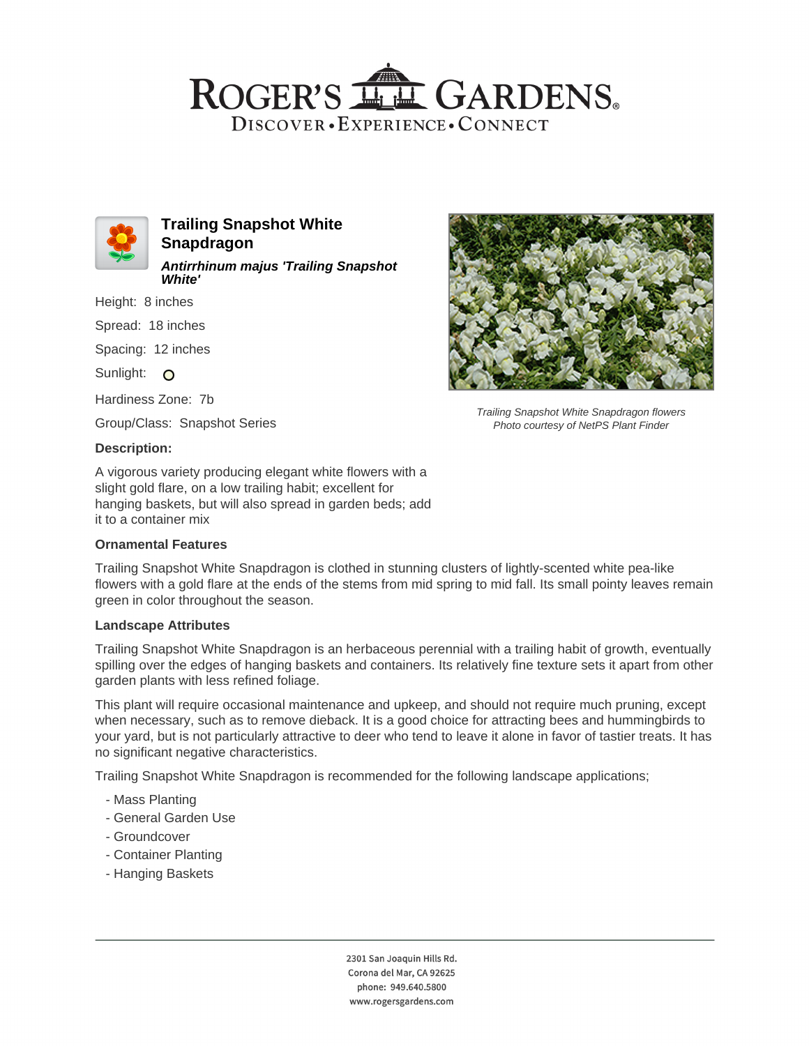# Trailing Snapshot White Snapdragon

***Antirrhinum majus 'Trailing Snapshot White'***

Height: 8 inches

Spread: 18 inches

Spacing: 12 inches

Sunlight: O

Hardiness Zone: 7b

Group/Class: Snapshot Series

*Trailing Snapshot White Snapdragon flowers*
*Photo courtesy of NetPS Plant Finder*

### Description:

A vigorous variety producing elegant white flowers with a slight gold flare, on a low trailing habit; excellent for hanging baskets, but will also spread in garden beds; add it to a container mix

### Ornamental Features

Trailing Snapshot White Snapdragon is clothed in stunning clusters of lightly-scented white pea-like flowers with a gold flare at the ends of the stems from mid spring to mid fall. Its small pointy leaves remain green in color throughout the season.

### Landscape Attributes

Trailing Snapshot White Snapdragon is an herbaceous perennial with a trailing habit of growth, eventually spilling over the edges of hanging baskets and containers. Its relatively fine texture sets it apart from other garden plants with less refined foliage.

This plant will require occasional maintenance and upkeep, and should not require much pruning, except when necessary, such as to remove dieback. It is a good choice for attracting bees and hummingbirds to your yard, but is not particularly attractive to deer who tend to leave it alone in favor of tastier treats. It has no significant negative characteristics.

Trailing Snapshot White Snapdragon is recommended for the following landscape applications;

- Mass Planting
- General Garden Use
- Groundcover
- Container Planting
- Hanging Baskets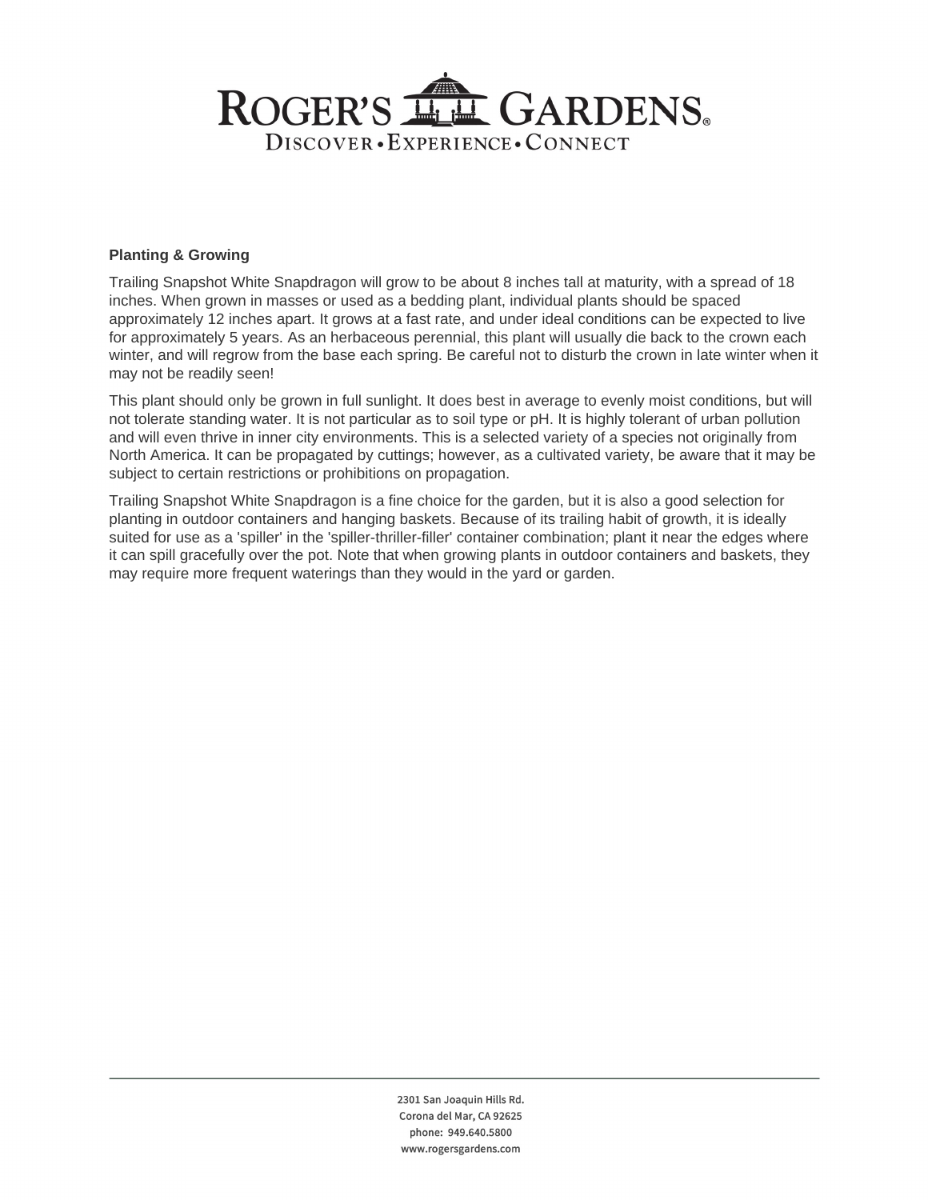**Planting & Growing**

Trailing Snapshot White Snapdragon will grow to be about 8 inches tall at maturity, with a spread of 18 inches. When grown in masses or used as a bedding plant, individual plants should be spaced approximately 12 inches apart. It grows at a fast rate, and under ideal conditions can be expected to live for approximately 5 years. As an herbaceous perennial, this plant will usually die back to the crown each winter, and will regrow from the base each spring. Be careful not to disturb the crown in late winter when it may not be readily seen!

This plant should only be grown in full sunlight. It does best in average to evenly moist conditions, but will not tolerate standing water. It is not particular as to soil type or pH. It is highly tolerant of urban pollution and will even thrive in inner city environments. This is a selected variety of a species not originally from North America. It can be propagated by cuttings; however, as a cultivated variety, be aware that it may be subject to certain restrictions or prohibitions on propagation.

Trailing Snapshot White Snapdragon is a fine choice for the garden, but it is also a good selection for planting in outdoor containers and hanging baskets. Because of its trailing habit of growth, it is ideally suited for use as a 'spiller' in the 'spiller-thriller-filler' container combination; plant it near the edges where it can spill gracefully over the pot. Note that when growing plants in outdoor containers and baskets, they may require more frequent waterings than they would in the yard or garden.